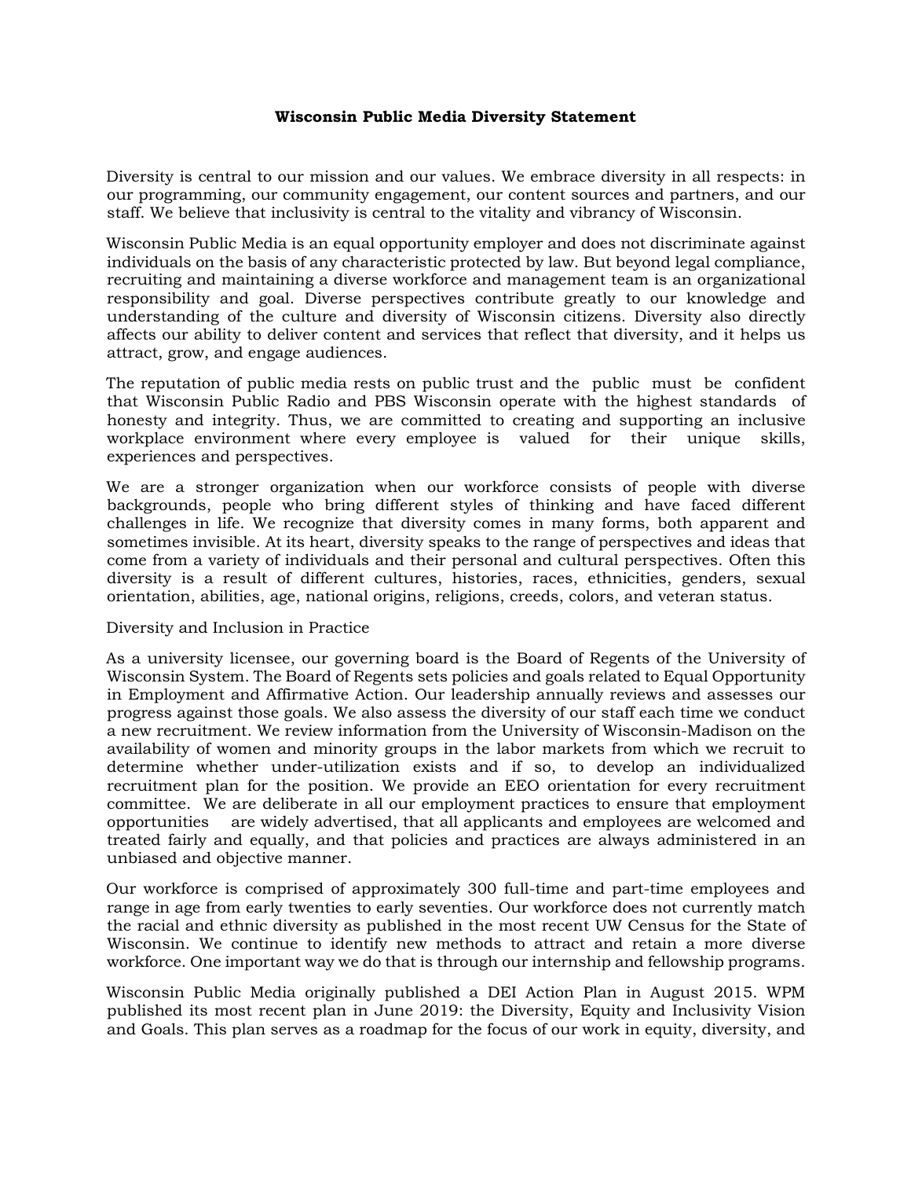# Wisconsin Public Media Diversity Statement

Diversity is central to our mission and our values. We embrace diversity in all respects: in our programming, our community engagement, our content sources and partners, and our staff. We believe that inclusivity is central to the vitality and vibrancy of Wisconsin.

Wisconsin Public Media is an equal opportunity employer and does not discriminate against individuals on the basis of any characteristic protected by law. But beyond legal compliance, recruiting and maintaining a diverse workforce and management team is an organizational responsibility and goal. Diverse perspectives contribute greatly to our knowledge and understanding of the culture and diversity of Wisconsin citizens. Diversity also directly affects our ability to deliver content and services that reflect that diversity, and it helps us attract, grow, and engage audiences.

The reputation of public media rests on public trust and the public must be confident that Wisconsin Public Radio and PBS Wisconsin operate with the highest standards of honesty and integrity. Thus, we are committed to creating and supporting an inclusive workplace environment where every employee is valued for their unique skills, experiences and perspectives.

We are a stronger organization when our workforce consists of people with diverse backgrounds, people who bring different styles of thinking and have faced different challenges in life. We recognize that diversity comes in many forms, both apparent and sometimes invisible. At its heart, diversity speaks to the range of perspectives and ideas that come from a variety of individuals and their personal and cultural perspectives. Often this diversity is a result of different cultures, histories, races, ethnicities, genders, sexual orientation, abilities, age, national origins, religions, creeds, colors, and veteran status.

## Diversity and Inclusion in Practice

As a university licensee, our governing board is the Board of Regents of the University of Wisconsin System. The Board of Regents sets policies and goals related to Equal Opportunity in Employment and Affirmative Action. Our leadership annually reviews and assesses our progress against those goals. We also assess the diversity of our staff each time we conduct a new recruitment. We review information from the University of Wisconsin-Madison on the availability of women and minority groups in the labor markets from which we recruit to determine whether under-utilization exists and if so, to develop an individualized recruitment plan for the position. We provide an EEO orientation for every recruitment committee. We are deliberate in all our employment practices to ensure that employment opportunities are widely advertised, that all applicants and employees are welcomed and treated fairly and equally, and that policies and practices are always administered in an unbiased and objective manner.

Our workforce is comprised of approximately 300 full-time and part-time employees and range in age from early twenties to early seventies. Our workforce does not currently match the racial and ethnic diversity as published in the most recent UW Census for the State of Wisconsin. We continue to identify new methods to attract and retain a more diverse workforce. One important way we do that is through our internship and fellowship programs.

Wisconsin Public Media originally published a DEI Action Plan in August 2015. WPM published its most recent plan in June 2019: the Diversity, Equity and Inclusivity Vision and Goals. This plan serves as a roadmap for the focus of our work in equity, diversity, and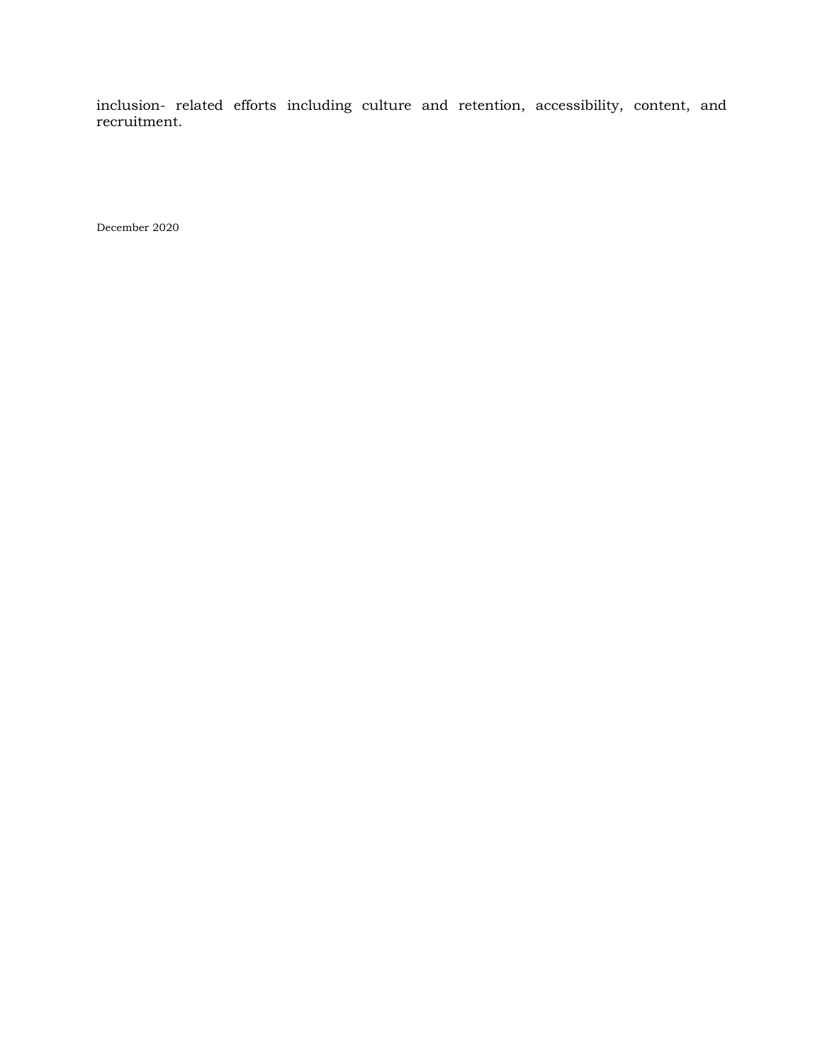inclusion- related efforts including culture and retention, accessibility, content, and recruitment.

December 2020